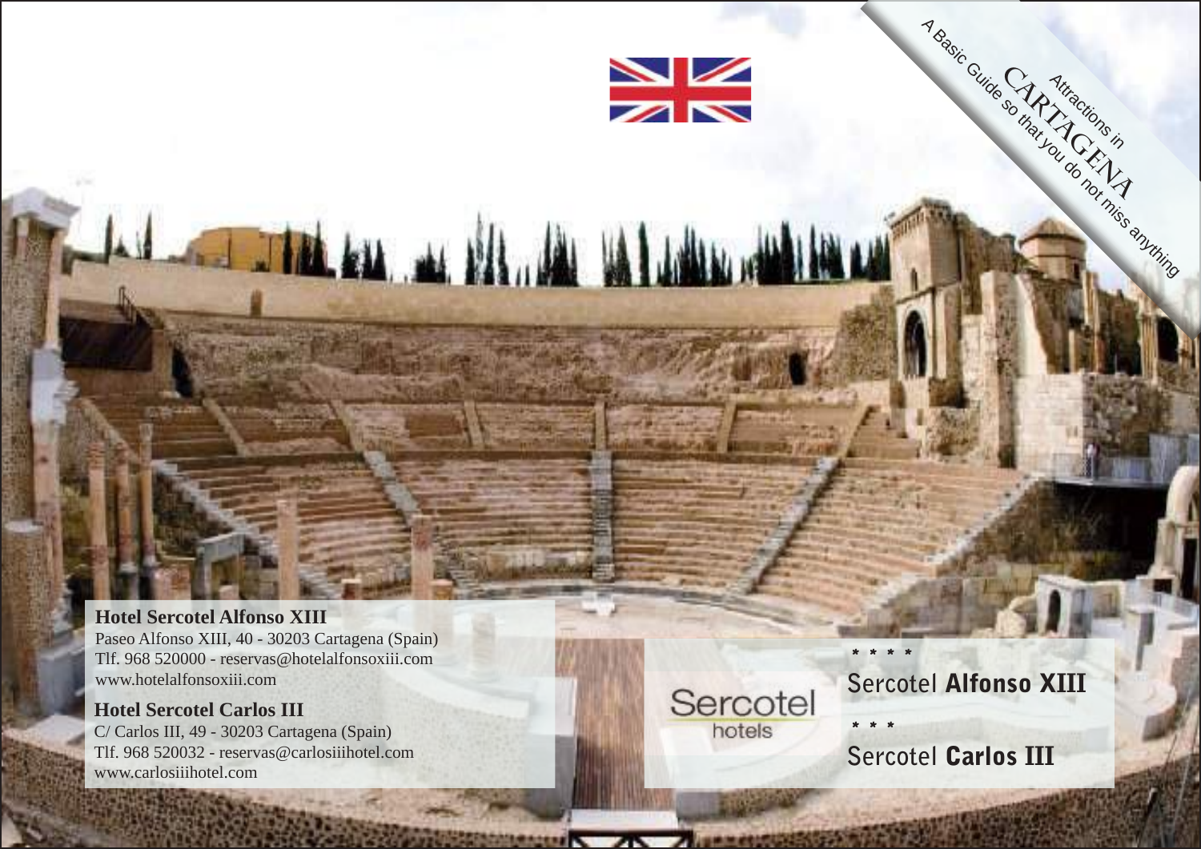Attractions in

# CARTAGENA

A Basic Guide so that you do not miss anything

**Hotel Sercotel Alfonso XIII**
Paseo Alfonso XIII, 40 - 30203 Cartagena (Spain)
Tlf. 968 520000 - reservas@hotelalfonsoxiii.com
www.hotelalfonsoxiii.com

**Hotel Sercotel Carlos III**
C/ Carlos III, 49 - 30203 Cartagena (Spain)
Tlf. 968 520032 - reservas@carlosiiihotel.com
www.carlosiiihotel.com

Sercotel hotels

\* \* \* \*
Sercotel **Alfonso XIII**

\* \* \*
Sercotel **Carlos III**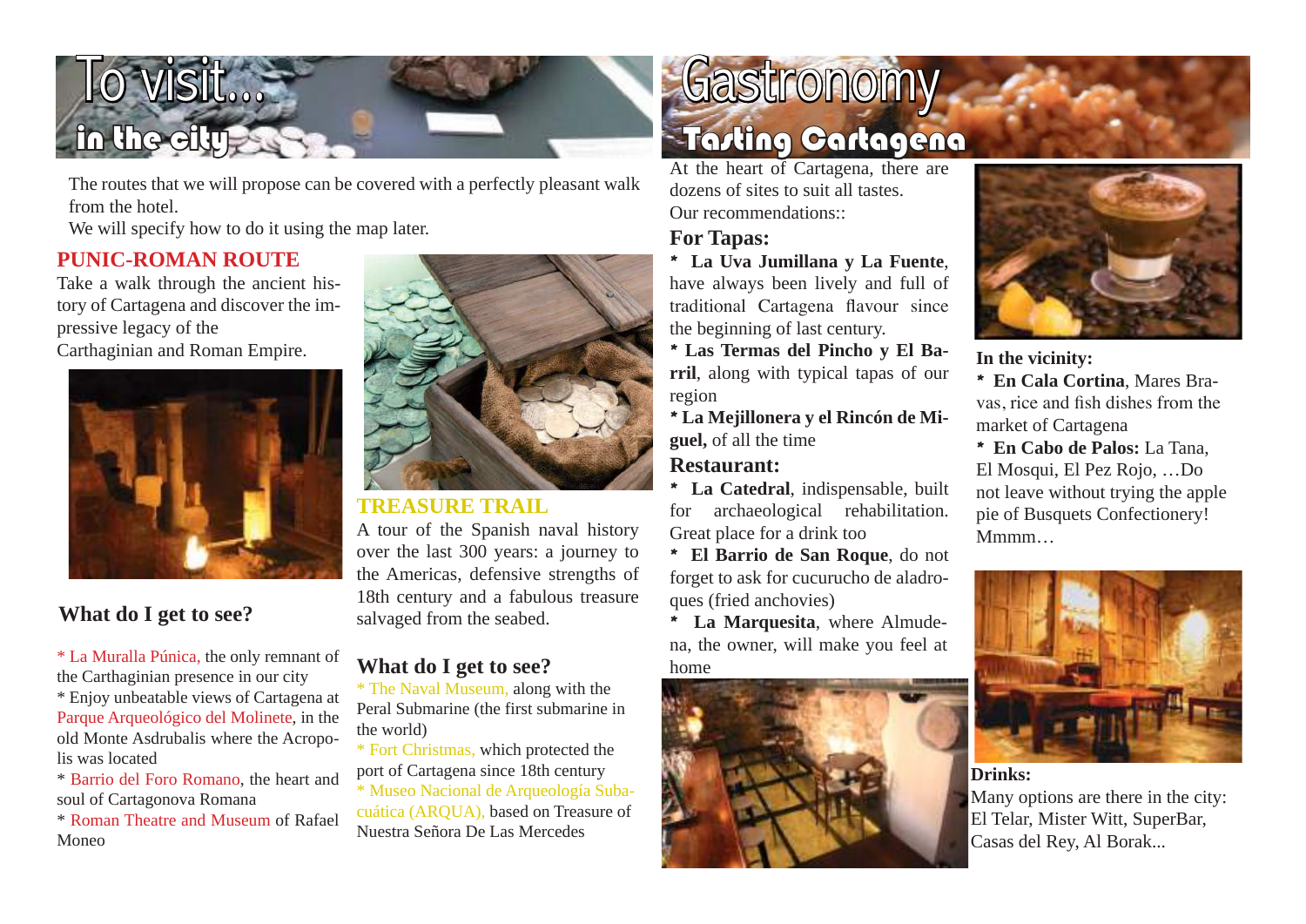# To visit...

## in the city

The routes that we will propose can be covered with a perfectly pleasant walk from the hotel.

We will specify how to do it using the map later.

### PUNIC-ROMAN ROUTE

Take a walk through the ancient history of Cartagena and discover the impressive legacy of the Carthaginian and Roman Empire.

#### What do I get to see?

* La Muralla Púnica, the only remnant of the Carthaginian presence in our city
* Enjoy unbeatable views of Cartagena at Parque Arqueológico del Molinete, in the old Monte Asdrubalis where the Acropolis was located
* Barrio del Foro Romano, the heart and soul of Cartagonova Romana
* Roman Theatre and Museum of Rafael Moneo

### TREASURE TRAIL

A tour of the Spanish naval history over the last 300 years: a journey to the Americas, defensive strengths of 18th century and a fabulous treasure salvaged from the seabed.

#### What do I get to see?

* The Naval Museum, along with the Peral Submarine (the first submarine in the world)
* Fort Christmas, which protected the port of Cartagena since 18th century
* Museo Nacional de Arqueología Subacuática (ARQUA), based on Treasure of Nuestra Señora De Las Mercedes

# Gastronomy

## Tasting Cartagena

At the heart of Cartagena, there are dozens of sites to suit all tastes.

Our recommendations::

### For Tapas:

* **La Uva Jumillana y La Fuente**, have always been lively and full of traditional Cartagena flavour since the beginning of last century.
* **Las Termas del Pincho y El Barril**, along with typical tapas of our region
* **La Mejillonera y el Rincón de Miguel,** of all the time

### Restaurant:

* **La Catedral**, indispensable, built for archaeological rehabilitation. Great place for a drink too
* **El Barrio de San Roque**, do not forget to ask for cucurucho de aladroques (fried anchovies)
* **La Marquesita**, where Almudena, the owner, will make you feel at home

**In the vicinity:**

* **En Cala Cortina**, Mares Bravas, rice and fish dishes from the market of Cartagena
* **En Cabo de Palos:** La Tana, El Mosqui, El Pez Rojo, …Do not leave without trying the apple pie of Busquets Confectionery! Mmmm…

**Drinks:**

Many options are there in the city: El Telar, Mister Witt, SuperBar, Casas del Rey, Al Borak...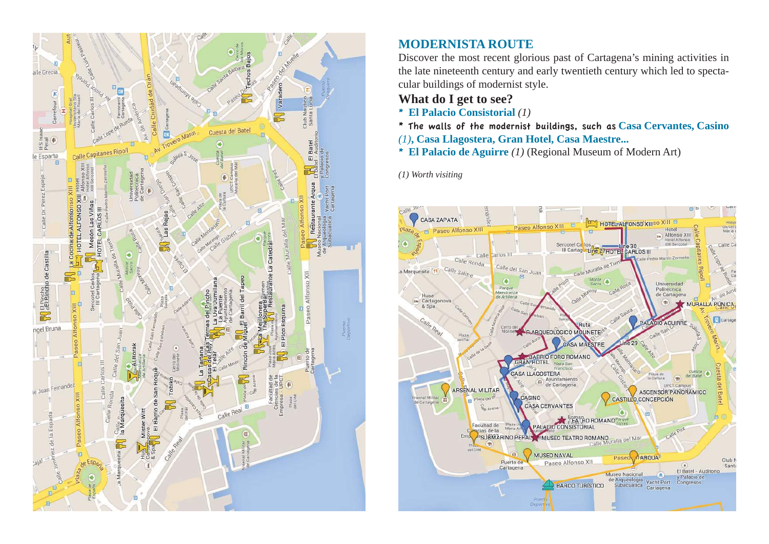## MODERNISTA ROUTE

Discover the most recent glorious past of Cartagena's mining activities in the late nineteenth century and early twentieth century which led to spectacular buildings of modernist style.

### What do I get to see?

* **El Palacio Consistorial** *(1)*
* The walls of the modernist buildings, such as **Casa Cervantes, Casino** *(1)*, **Casa Llagostera, Gran Hotel, Casa Maestre...**
* **El Palacio de Aguirre** *(1)* (Regional Museum of Modern Art)

*(1) Worth visiting*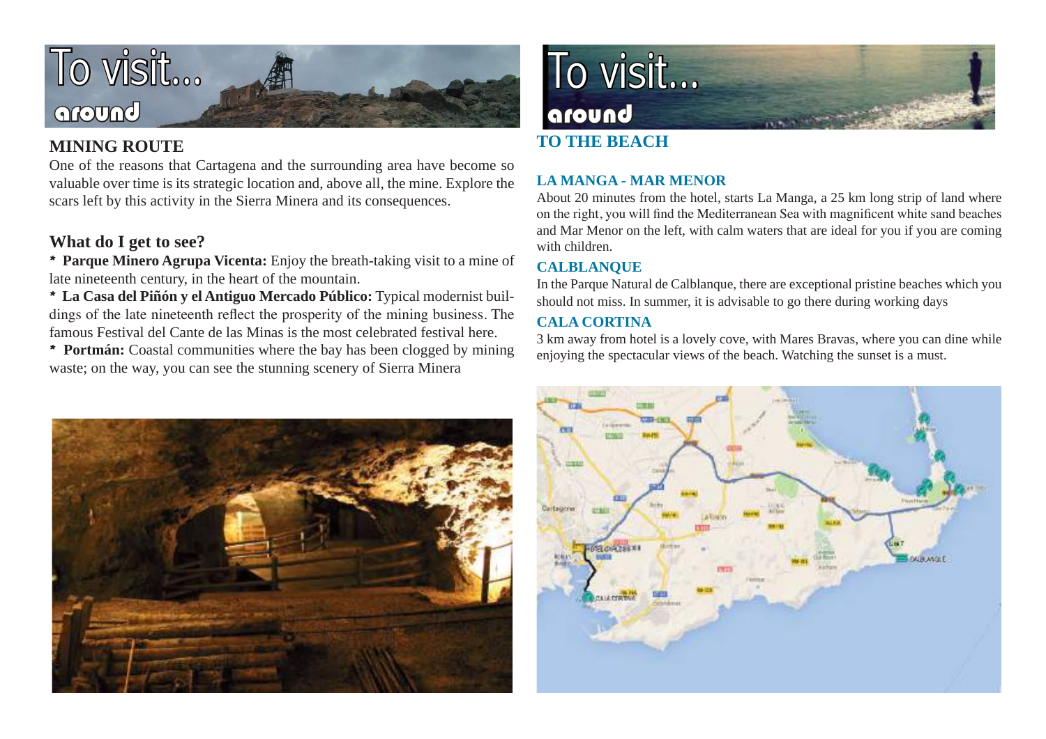# To visit... around

## MINING ROUTE

One of the reasons that Cartagena and the surrounding area have become so valuable over time is its strategic location and, above all, the mine. Explore the scars left by this activity in the Sierra Minera and its consequences.

### What do I get to see?

* **Parque Minero Agrupa Vicenta:** Enjoy the breath-taking visit to a mine of late nineteenth century, in the heart of the mountain.

* **La Casa del Piñón y el Antiguo Mercado Público:** Typical modernist buildings of the late nineteenth reflect the prosperity of the mining business. The famous Festival del Cante de las Minas is the most celebrated festival here.

* **Portmán:** Coastal communities where the bay has been clogged by mining waste; on the way, you can see the stunning scenery of Sierra Minera

# To visit... around

## TO THE BEACH

### LA MANGA - MAR MENOR

About 20 minutes from the hotel, starts La Manga, a 25 km long strip of land where on the right, you will find the Mediterranean Sea with magnificent white sand beaches and Mar Menor on the left, with calm waters that are ideal for you if you are coming with children.

### CALBLANQUE

In the Parque Natural de Calblanque, there are exceptional pristine beaches which you should not miss. In summer, it is advisable to go there during working days

### CALA CORTINA

3 km away from hotel is a lovely cove, with Mares Bravas, where you can dine while enjoying the spectacular views of the beach. Watching the sunset is a must.